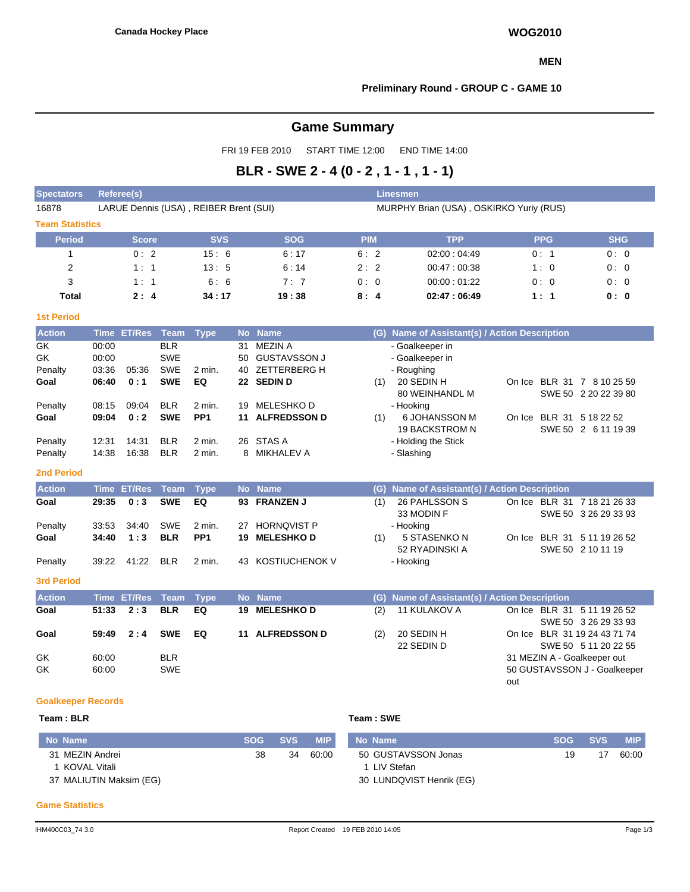Canada Hockey Place

**WOG2010**

**MEN**

**Preliminary Round - GROUP C - GAME 10**

# Game Summary

FRI 19 FEB 2010 START TIME 12:00 END TIME 14:00

## BLR - SWE 2 - 4 (0 - 2 , 1 - 1 , 1 - 1)

| Spectators | Referee(s) | Linesmen |
|---|---|---|
| 16878 | LARUE Dennis (USA) , REIBER Brent (SUI) | MURPHY Brian (USA) , OSKIRKO Yuriy (RUS) |

### Team Statistics

| Period | Score | SVS | SOG | PIM | TPP | PPG | SHG |
|---|---|---|---|---|---|---|---|
| 1 | 0 : 2 | 15 : 6 | 6 : 17 | 6 : 2 | 02:00 : 04:49 | 0 : 1 | 0 : 0 |
| 2 | 1 : 1 | 13 : 5 | 6 : 14 | 2 : 2 | 00:47 : 00:38 | 1 : 0 | 0 : 0 |
| 3 | 1 : 1 | 6 : 6 | 7 : 7 | 0 : 0 | 00:00 : 01:22 | 0 : 0 | 0 : 0 |
| **Total** | **2 : 4** | **34 : 17** | **19 : 38** | **8 : 4** | **02:47 : 06:49** | **1 : 1** | **0 : 0** |

### 1st Period

| Action | Time | ET/Res | Team | Type | No | Name | (G) | Name of Assistant(s) / Action Description | On Ice |
|---|---|---|---|---|---|---|---|---|---|
| GK | 00:00 | | BLR | | 31 | MEZIN A | | - Goalkeeper in | |
| GK | 00:00 | | SWE | | 50 | GUSTAVSSON J | | - Goalkeeper in | |
| Penalty | 03:36 | 05:36 | SWE | 2 min. | 40 | ZETTERBERG H | | - Roughing | |
| **Goal** | **06:40** | **0 : 1** | **SWE** | **EQ** | **22** | **SEDIN D** | (1) | 20 SEDIN H<br>80 WEINHANDL M | BLR 31 7 8 10 25 59<br>SWE 50 2 20 22 39 80 |
| Penalty | 08:15 | 09:04 | BLR | 2 min. | 19 | MELESHKO D | | - Hooking | |
| **Goal** | **09:04** | **0 : 2** | **SWE** | **PP1** | **11** | **ALFREDSSON D** | (1) | 6 JOHANSSON M<br>19 BACKSTROM N | BLR 31 5 18 22 52<br>SWE 50 2 6 11 19 39 |
| Penalty | 12:31 | 14:31 | BLR | 2 min. | 26 | STAS A | | - Holding the Stick | |
| Penalty | 14:38 | 16:38 | BLR | 2 min. | 8 | MIKHALEV A | | - Slashing | |

### 2nd Period

| Action | Time | ET/Res | Team | Type | No | Name | (G) | Name of Assistant(s) / Action Description | On Ice |
|---|---|---|---|---|---|---|---|---|---|
| **Goal** | **29:35** | **0 : 3** | **SWE** | **EQ** | **93** | **FRANZEN J** | (1) | 26 PAHLSSON S<br>33 MODIN F | BLR 31 7 18 21 26 33<br>SWE 50 3 26 29 33 93 |
| Penalty | 33:53 | 34:40 | SWE | 2 min. | 27 | HORNQVIST P | | - Hooking | |
| **Goal** | **34:40** | **1 : 3** | **BLR** | **PP1** | **19** | **MELESHKO D** | (1) | 5 STASENKO N<br>52 RYADINSKI A | BLR 31 5 11 19 26 52<br>SWE 50 2 10 11 19 |
| Penalty | 39:22 | 41:22 | BLR | 2 min. | 43 | KOSTIUCHENOK V | | - Hooking | |

### 3rd Period

| Action | Time | ET/Res | Team | Type | No | Name | (G) | Name of Assistant(s) / Action Description | On Ice |
|---|---|---|---|---|---|---|---|---|---|
| **Goal** | **51:33** | **2 : 3** | **BLR** | **EQ** | **19** | **MELESHKO D** | (2) | 11 KULAKOV A | BLR 31 5 11 19 26 52<br>SWE 50 3 26 29 33 93 |
| **Goal** | **59:49** | **2 : 4** | **SWE** | **EQ** | **11** | **ALFREDSSON D** | (2) | 20 SEDIN H<br>22 SEDIN D | BLR 31 19 24 43 71 74<br>SWE 50 5 11 20 22 55 |
| GK | 60:00 | | BLR | | | | | 31 MEZIN A - Goalkeeper out | |
| GK | 60:00 | | SWE | | | | | 50 GUSTAVSSON J - Goalkeeper out | |

### Goalkeeper Records

**Team : BLR**

| No | Name | SOG | SVS | MIP |
|---|---|---|---|---|
| 31 | MEZIN Andrei | 38 | 34 | 60:00 |
| 1 | KOVAL Vitali | | | |
| 37 | MALIUTIN Maksim (EG) | | | |

**Team : SWE**

| No | Name | SOG | SVS | MIP |
|---|---|---|---|---|
| 50 | GUSTAVSSON Jonas | 19 | 17 | 60:00 |
| 1 | LIV Stefan | | | |
| 30 | LUNDQVIST Henrik (EG) | | | |

### Game Statistics

IHM400C03_74 3.0 Report Created 19 FEB 2010 14:05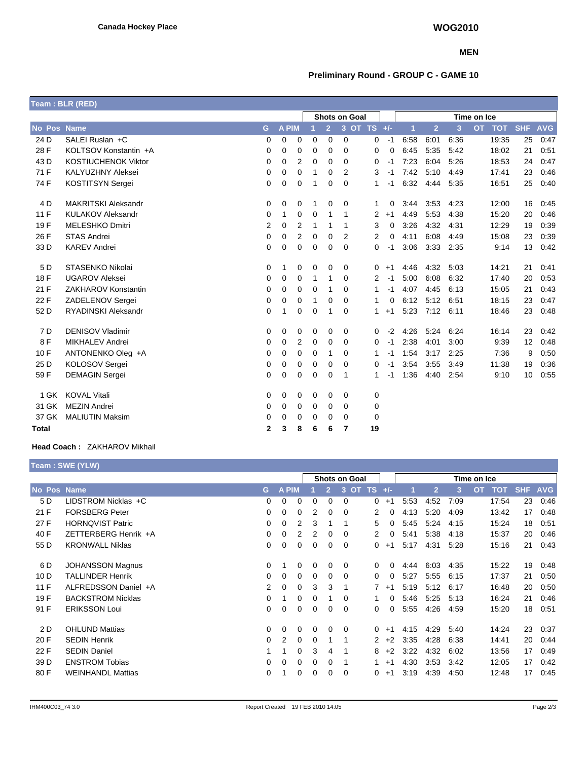**Canada Hockey Place**

**WOG2010**

**MEN**

**Preliminary Round - GROUP C - GAME 10**

## Team : BLR (RED)

| No | Pos | Name | G | A | PIM | Shots on Goal 1 | 2 | 3 | OT | TS | +/- | Time on Ice 1 | 2 | 3 | OT | TOT | SHF | AVG |
|---|---|---|---|---|---|---|---|---|---|---|---|---|---|---|---|---|---|---|
| 24 | D | SALEI Ruslan +C | 0 | 0 | 0 | 0 | 0 | 0 | | 0 | -1 | 6:58 | 6:01 | 6:36 | | 19:35 | 25 | 0:47 |
| 28 | F | KOLTSOV Konstantin +A | 0 | 0 | 0 | 0 | 0 | 0 | | 0 | 0 | 6:45 | 5:35 | 5:42 | | 18:02 | 21 | 0:51 |
| 43 | D | KOSTIUCHENOK Viktor | 0 | 0 | 2 | 0 | 0 | 0 | | 0 | -1 | 7:23 | 6:04 | 5:26 | | 18:53 | 24 | 0:47 |
| 71 | F | KALYUZHNY Aleksei | 0 | 0 | 0 | 1 | 0 | 2 | | 3 | -1 | 7:42 | 5:10 | 4:49 | | 17:41 | 23 | 0:46 |
| 74 | F | KOSTITSYN Sergei | 0 | 0 | 0 | 1 | 0 | 0 | | 1 | -1 | 6:32 | 4:44 | 5:35 | | 16:51 | 25 | 0:40 |
| 4 | D | MAKRITSKI Aleksandr | 0 | 0 | 0 | 1 | 0 | 0 | | 1 | 0 | 3:44 | 3:53 | 4:23 | | 12:00 | 16 | 0:45 |
| 11 | F | KULAKOV Aleksandr | 0 | 1 | 0 | 0 | 1 | 1 | | 2 | +1 | 4:49 | 5:53 | 4:38 | | 15:20 | 20 | 0:46 |
| 19 | F | MELESHKO Dmitri | 2 | 0 | 2 | 1 | 1 | 1 | | 3 | 0 | 3:26 | 4:32 | 4:31 | | 12:29 | 19 | 0:39 |
| 26 | F | STAS Andrei | 0 | 0 | 2 | 0 | 0 | 2 | | 2 | 0 | 4:11 | 6:08 | 4:49 | | 15:08 | 23 | 0:39 |
| 33 | D | KAREV Andrei | 0 | 0 | 0 | 0 | 0 | 0 | | 0 | -1 | 3:06 | 3:33 | 2:35 | | 9:14 | 13 | 0:42 |
| 5 | D | STASENKO Nikolai | 0 | 1 | 0 | 0 | 0 | 0 | | 0 | +1 | 4:46 | 4:32 | 5:03 | | 14:21 | 21 | 0:41 |
| 18 | F | UGAROV Aleksei | 0 | 0 | 0 | 1 | 1 | 0 | | 2 | -1 | 5:00 | 6:08 | 6:32 | | 17:40 | 20 | 0:53 |
| 21 | F | ZAKHAROV Konstantin | 0 | 0 | 0 | 0 | 1 | 0 | | 1 | -1 | 4:07 | 4:45 | 6:13 | | 15:05 | 21 | 0:43 |
| 22 | F | ZADELENOV Sergei | 0 | 0 | 0 | 1 | 0 | 0 | | 1 | 0 | 6:12 | 5:12 | 6:51 | | 18:15 | 23 | 0:47 |
| 52 | D | RYADINSKI Aleksandr | 0 | 1 | 0 | 0 | 1 | 0 | | 1 | +1 | 5:23 | 7:12 | 6:11 | | 18:46 | 23 | 0:48 |
| 7 | D | DENISOV Vladimir | 0 | 0 | 0 | 0 | 0 | 0 | | 0 | -2 | 4:26 | 5:24 | 6:24 | | 16:14 | 23 | 0:42 |
| 8 | F | MIKHALEV Andrei | 0 | 0 | 2 | 0 | 0 | 0 | | 0 | -1 | 2:38 | 4:01 | 3:00 | | 9:39 | 12 | 0:48 |
| 10 | F | ANTONENKO Oleg +A | 0 | 0 | 0 | 0 | 1 | 0 | | 1 | -1 | 1:54 | 3:17 | 2:25 | | 7:36 | 9 | 0:50 |
| 25 | D | KOLOSOV Sergei | 0 | 0 | 0 | 0 | 0 | 0 | | 0 | -1 | 3:54 | 3:55 | 3:49 | | 11:38 | 19 | 0:36 |
| 59 | F | DEMAGIN Sergei | 0 | 0 | 0 | 0 | 0 | 1 | | 1 | -1 | 1:36 | 4:40 | 2:54 | | 9:10 | 10 | 0:55 |
| 1 | GK | KOVAL Vitali | 0 | 0 | 0 | 0 | 0 | 0 | | 0 | | | | | | | | |
| 31 | GK | MEZIN Andrei | 0 | 0 | 0 | 0 | 0 | 0 | | 0 | | | | | | | | |
| 37 | GK | MALIUTIN Maksim | 0 | 0 | 0 | 0 | 0 | 0 | | 0 | | | | | | | | |
| **Total** | | | **2** | **3** | **8** | **6** | **6** | **7** | | **19** | | | | | | | | |

**Head Coach :** ZAKHAROV Mikhail

## Team : SWE (YLW)

| No | Pos | Name | G | A | PIM | Shots on Goal 1 | 2 | 3 | OT | TS | +/- | Time on Ice 1 | 2 | 3 | OT | TOT | SHF | AVG |
|---|---|---|---|---|---|---|---|---|---|---|---|---|---|---|---|---|---|---|
| 5 | D | LIDSTROM Nicklas +C | 0 | 0 | 0 | 0 | 0 | 0 | | 0 | +1 | 5:53 | 4:52 | 7:09 | | 17:54 | 23 | 0:46 |
| 21 | F | FORSBERG Peter | 0 | 0 | 0 | 2 | 0 | 0 | | 2 | 0 | 4:13 | 5:20 | 4:09 | | 13:42 | 17 | 0:48 |
| 27 | F | HORNQVIST Patric | 0 | 0 | 2 | 3 | 1 | 1 | | 5 | 0 | 5:45 | 5:24 | 4:15 | | 15:24 | 18 | 0:51 |
| 40 | F | ZETTERBERG Henrik +A | 0 | 0 | 2 | 2 | 0 | 0 | | 2 | 0 | 5:41 | 5:38 | 4:18 | | 15:37 | 20 | 0:46 |
| 55 | D | KRONWALL Niklas | 0 | 0 | 0 | 0 | 0 | 0 | | 0 | +1 | 5:17 | 4:31 | 5:28 | | 15:16 | 21 | 0:43 |
| 6 | D | JOHANSSON Magnus | 0 | 1 | 0 | 0 | 0 | 0 | | 0 | 0 | 4:44 | 6:03 | 4:35 | | 15:22 | 19 | 0:48 |
| 10 | D | TALLINDER Henrik | 0 | 0 | 0 | 0 | 0 | 0 | | 0 | 0 | 5:27 | 5:55 | 6:15 | | 17:37 | 21 | 0:50 |
| 11 | F | ALFREDSSON Daniel +A | 2 | 0 | 0 | 3 | 3 | 1 | | 7 | +1 | 5:19 | 5:12 | 6:17 | | 16:48 | 20 | 0:50 |
| 19 | F | BACKSTROM Nicklas | 0 | 1 | 0 | 0 | 1 | 0 | | 1 | 0 | 5:46 | 5:25 | 5:13 | | 16:24 | 21 | 0:46 |
| 91 | F | ERIKSSON Loui | 0 | 0 | 0 | 0 | 0 | 0 | | 0 | 0 | 5:55 | 4:26 | 4:59 | | 15:20 | 18 | 0:51 |
| 2 | D | OHLUND Mattias | 0 | 0 | 0 | 0 | 0 | 0 | | 0 | +1 | 4:15 | 4:29 | 5:40 | | 14:24 | 23 | 0:37 |
| 20 | F | SEDIN Henrik | 0 | 2 | 0 | 0 | 1 | 1 | | 2 | +2 | 3:35 | 4:28 | 6:38 | | 14:41 | 20 | 0:44 |
| 22 | F | SEDIN Daniel | 1 | 1 | 0 | 3 | 4 | 1 | | 8 | +2 | 3:22 | 4:32 | 6:02 | | 13:56 | 17 | 0:49 |
| 39 | D | ENSTROM Tobias | 0 | 0 | 0 | 0 | 0 | 1 | | 1 | +1 | 4:30 | 3:53 | 3:42 | | 12:05 | 17 | 0:42 |
| 80 | F | WEINHANDL Mattias | 0 | 1 | 0 | 0 | 0 | 0 | | 0 | +1 | 3:19 | 4:39 | 4:50 | | 12:48 | 17 | 0:45 |

IHM400C03_74 3.0 Report Created 19 FEB 2010 14:05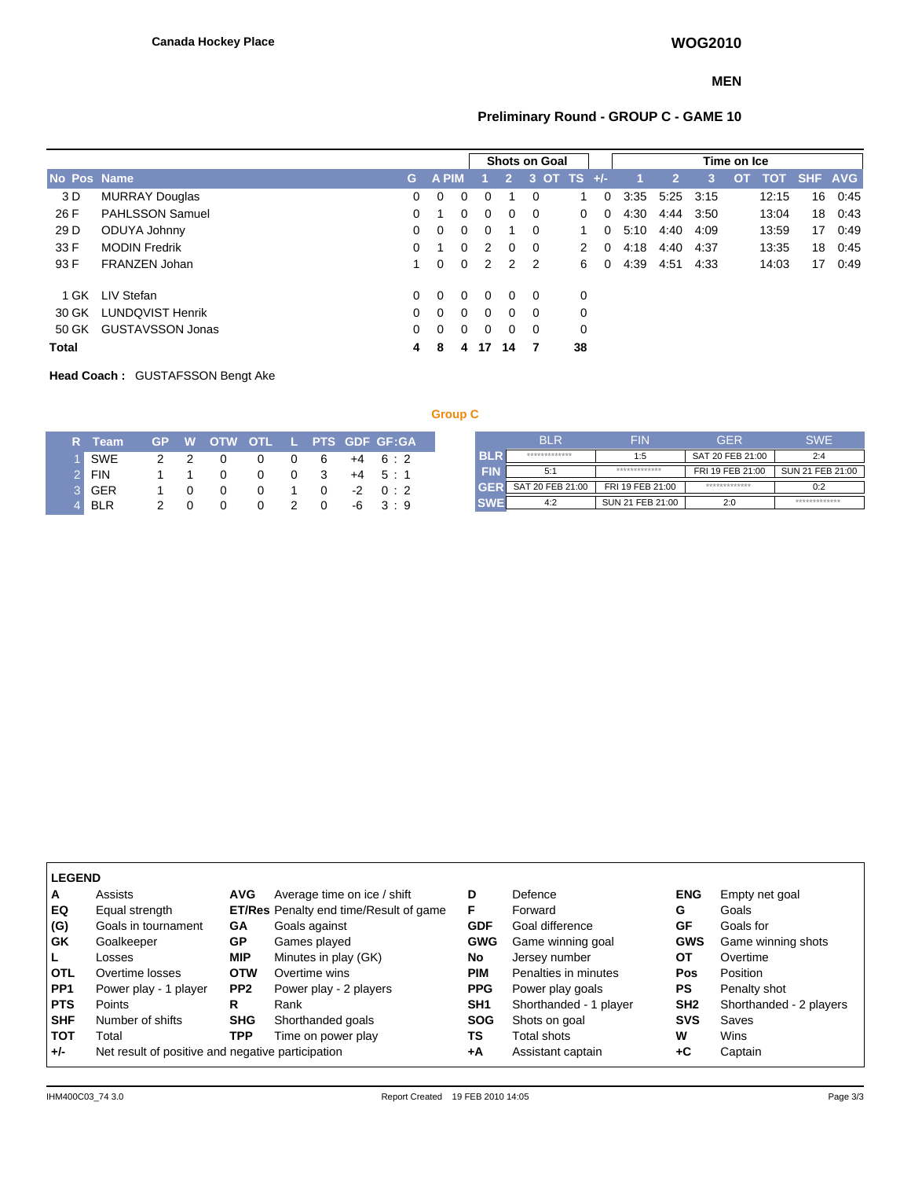Canada Hockey Place

WOG2010

MEN

## Preliminary Round - GROUP C - GAME 10

| | | | | | Shots on Goal | | | | | | Time on Ice | | | | | | |
|---|---|---|---|---|---|---|---|---|---|---|---|---|---|---|---|---|---|
| No | Pos | Name | G | A | PIM | 1 | 2 | 3 | OT | TS | +/- | 1 | 2 | 3 | OT | TOT | SHF | AVG |
| 3 | D | MURRAY Douglas | 0 | 0 | 0 | 0 | 1 | 0 | | 1 | 0 | 3:35 | 5:25 | 3:15 | | 12:15 | 16 | 0:45 |
| 26 | F | PAHLSSON Samuel | 0 | 1 | 0 | 0 | 0 | 0 | | 0 | 0 | 4:30 | 4:44 | 3:50 | | 13:04 | 18 | 0:43 |
| 29 | D | ODUYA Johnny | 0 | 0 | 0 | 0 | 1 | 0 | | 1 | 0 | 5:10 | 4:40 | 4:09 | | 13:59 | 17 | 0:49 |
| 33 | F | MODIN Fredrik | 0 | 1 | 0 | 2 | 0 | 0 | | 2 | 0 | 4:18 | 4:40 | 4:37 | | 13:35 | 18 | 0:45 |
| 93 | F | FRANZEN Johan | 1 | 0 | 0 | 2 | 2 | 2 | | 6 | 0 | 4:39 | 4:51 | 4:33 | | 14:03 | 17 | 0:49 |
| 1 | GK | LIV Stefan | 0 | 0 | 0 | 0 | 0 | 0 | | 0 | | | | | | | | |
| 30 | GK | LUNDQVIST Henrik | 0 | 0 | 0 | 0 | 0 | 0 | | 0 | | | | | | | | |
| 50 | GK | GUSTAVSSON Jonas | 0 | 0 | 0 | 0 | 0 | 0 | | 0 | | | | | | | | |
| Total | | | 4 | 8 | 4 | 17 | 14 | 7 | | 38 | | | | | | | | |

**Head Coach :** GUSTAFSSON Bengt Ake

### Group C

| R | Team | GP | W | OTW | OTL | L | PTS | GDF | GF:GA |
|---|---|---|---|---|---|---|---|---|---|
| 1 | SWE | 2 | 2 | 0 | 0 | 0 | 6 | +4 | 6 : 2 |
| 2 | FIN | 1 | 1 | 0 | 0 | 0 | 3 | +4 | 5 : 1 |
| 3 | GER | 1 | 0 | 0 | 0 | 1 | 0 | -2 | 0 : 2 |
| 4 | BLR | 2 | 0 | 0 | 0 | 2 | 0 | -6 | 3 : 9 |

| | BLR | FIN | GER | SWE |
|---|---|---|---|---|
| BLR | ************* | 1:5 | SAT 20 FEB 21:00 | 2:4 |
| FIN | 5:1 | ************* | FRI 19 FEB 21:00 | SUN 21 FEB 21:00 |
| GER | SAT 20 FEB 21:00 | FRI 19 FEB 21:00 | ************* | 0:2 |
| SWE | 4:2 | SUN 21 FEB 21:00 | 2:0 | ************* |

**LEGEND**

| | | | | | | | |
|---|---|---|---|---|---|---|---|
| **A** | Assists | **AVG** | Average time on ice / shift | **D** | Defence | **ENG** | Empty net goal |
| **EQ** | Equal strength | **ET/Res** | Penalty end time/Result of game | **F** | Forward | **G** | Goals |
| **(G)** | Goals in tournament | **GA** | Goals against | **GDF** | Goal difference | **GF** | Goals for |
| **GK** | Goalkeeper | **GP** | Games played | **GWG** | Game winning goal | **GWS** | Game winning shots |
| **L** | Losses | **MIP** | Minutes in play (GK) | **No** | Jersey number | **OT** | Overtime |
| **OTL** | Overtime losses | **OTW** | Overtime wins | **PIM** | Penalties in minutes | **Pos** | Position |
| **PP1** | Power play - 1 player | **PP2** | Power play - 2 players | **PPG** | Power play goals | **PS** | Penalty shot |
| **PTS** | Points | **R** | Rank | **SH1** | Shorthanded - 1 player | **SH2** | Shorthanded - 2 players |
| **SHF** | Number of shifts | **SHG** | Shorthanded goals | **SOG** | Shots on goal | **SVS** | Saves |
| **TOT** | Total | **TPP** | Time on power play | **TS** | Total shots | **W** | Wins |
| **+/-** | Net result of positive and negative participation | | | **+A** | Assistant captain | **+C** | Captain |

IHM400C03_74 3.0 Report Created 19 FEB 2010 14:05